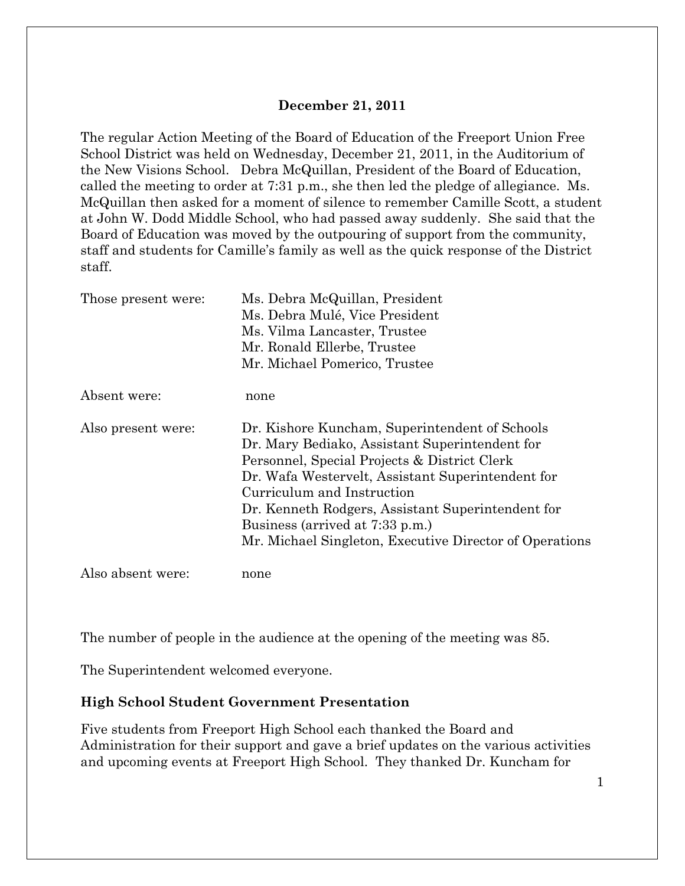**December 21, 2011**

The regular Action Meeting of the Board of Education of the Freeport Union Free School District was held on Wednesday, December 21, 2011, in the Auditorium of the New Visions School. Debra McQuillan, President of the Board of Education, called the meeting to order at 7:31 p.m., she then led the pledge of allegiance. Ms. McQuillan then asked for a moment of silence to remember Camille Scott, a student at John W. Dodd Middle School, who had passed away suddenly. She said that the Board of Education was moved by the outpouring of support from the community, staff and students for Camille's family as well as the quick response of the District staff.

| | |
|---|---|
| Those present were: | Ms. Debra McQuillan, President<br>Ms. Debra Mulé, Vice President<br>Ms. Vilma Lancaster, Trustee<br>Mr. Ronald Ellerbe, Trustee<br>Mr. Michael Pomerico, Trustee |
| Absent were: | none |
| Also present were: | Dr. Kishore Kuncham, Superintendent of Schools<br>Dr. Mary Bediako, Assistant Superintendent for Personnel, Special Projects & District Clerk<br>Dr. Wafa Westervelt, Assistant Superintendent for Curriculum and Instruction<br>Dr. Kenneth Rodgers, Assistant Superintendent for Business (arrived at 7:33 p.m.)<br>Mr. Michael Singleton, Executive Director of Operations |
| Also absent were: | none |

The number of people in the audience at the opening of the meeting was 85.

The Superintendent welcomed everyone.

**High School Student Government Presentation**

Five students from Freeport High School each thanked the Board and Administration for their support and gave a brief updates on the various activities and upcoming events at Freeport High School. They thanked Dr. Kuncham for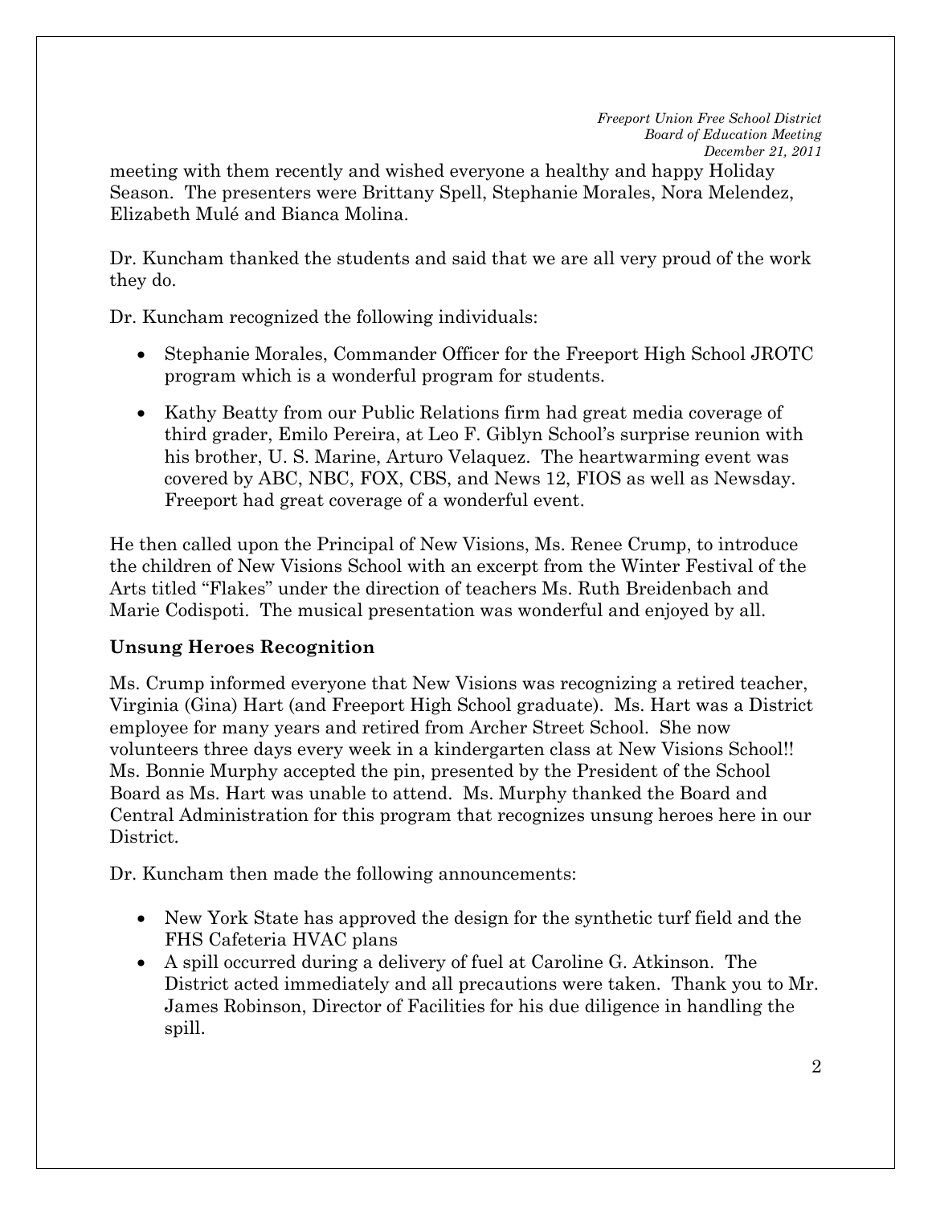meeting with them recently and wished everyone a healthy and happy Holiday Season. The presenters were Brittany Spell, Stephanie Morales, Nora Melendez, Elizabeth Mulé and Bianca Molina.

Dr. Kuncham thanked the students and said that we are all very proud of the work they do.

Dr. Kuncham recognized the following individuals:

- Stephanie Morales, Commander Officer for the Freeport High School JROTC program which is a wonderful program for students.
- Kathy Beatty from our Public Relations firm had great media coverage of third grader, Emilo Pereira, at Leo F. Giblyn School's surprise reunion with his brother, U. S. Marine, Arturo Velaquez. The heartwarming event was covered by ABC, NBC, FOX, CBS, and News 12, FIOS as well as Newsday. Freeport had great coverage of a wonderful event.

He then called upon the Principal of New Visions, Ms. Renee Crump, to introduce the children of New Visions School with an excerpt from the Winter Festival of the Arts titled "Flakes" under the direction of teachers Ms. Ruth Breidenbach and Marie Codispoti. The musical presentation was wonderful and enjoyed by all.

**Unsung Heroes Recognition**

Ms. Crump informed everyone that New Visions was recognizing a retired teacher, Virginia (Gina) Hart (and Freeport High School graduate). Ms. Hart was a District employee for many years and retired from Archer Street School. She now volunteers three days every week in a kindergarten class at New Visions School!! Ms. Bonnie Murphy accepted the pin, presented by the President of the School Board as Ms. Hart was unable to attend. Ms. Murphy thanked the Board and Central Administration for this program that recognizes unsung heroes here in our District.

Dr. Kuncham then made the following announcements:

- New York State has approved the design for the synthetic turf field and the FHS Cafeteria HVAC plans
- A spill occurred during a delivery of fuel at Caroline G. Atkinson. The District acted immediately and all precautions were taken. Thank you to Mr. James Robinson, Director of Facilities for his due diligence in handling the spill.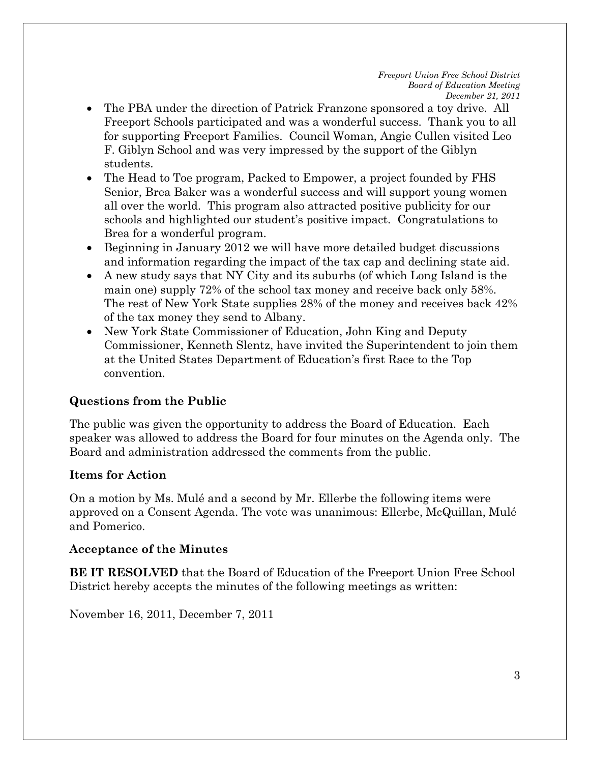- The PBA under the direction of Patrick Franzone sponsored a toy drive. All Freeport Schools participated and was a wonderful success. Thank you to all for supporting Freeport Families. Council Woman, Angie Cullen visited Leo F. Giblyn School and was very impressed by the support of the Giblyn students.
- The Head to Toe program, Packed to Empower, a project founded by FHS Senior, Brea Baker was a wonderful success and will support young women all over the world. This program also attracted positive publicity for our schools and highlighted our student's positive impact. Congratulations to Brea for a wonderful program.
- Beginning in January 2012 we will have more detailed budget discussions and information regarding the impact of the tax cap and declining state aid.
- A new study says that NY City and its suburbs (of which Long Island is the main one) supply 72% of the school tax money and receive back only 58%. The rest of New York State supplies 28% of the money and receives back 42% of the tax money they send to Albany.
- New York State Commissioner of Education, John King and Deputy Commissioner, Kenneth Slentz, have invited the Superintendent to join them at the United States Department of Education's first Race to the Top convention.

### Questions from the Public

The public was given the opportunity to address the Board of Education. Each speaker was allowed to address the Board for four minutes on the Agenda only. The Board and administration addressed the comments from the public.

### Items for Action

On a motion by Ms. Mulé and a second by Mr. Ellerbe the following items were approved on a Consent Agenda. The vote was unanimous: Ellerbe, McQuillan, Mulé and Pomerico.

### Acceptance of the Minutes

**BE IT RESOLVED** that the Board of Education of the Freeport Union Free School District hereby accepts the minutes of the following meetings as written:

November 16, 2011, December 7, 2011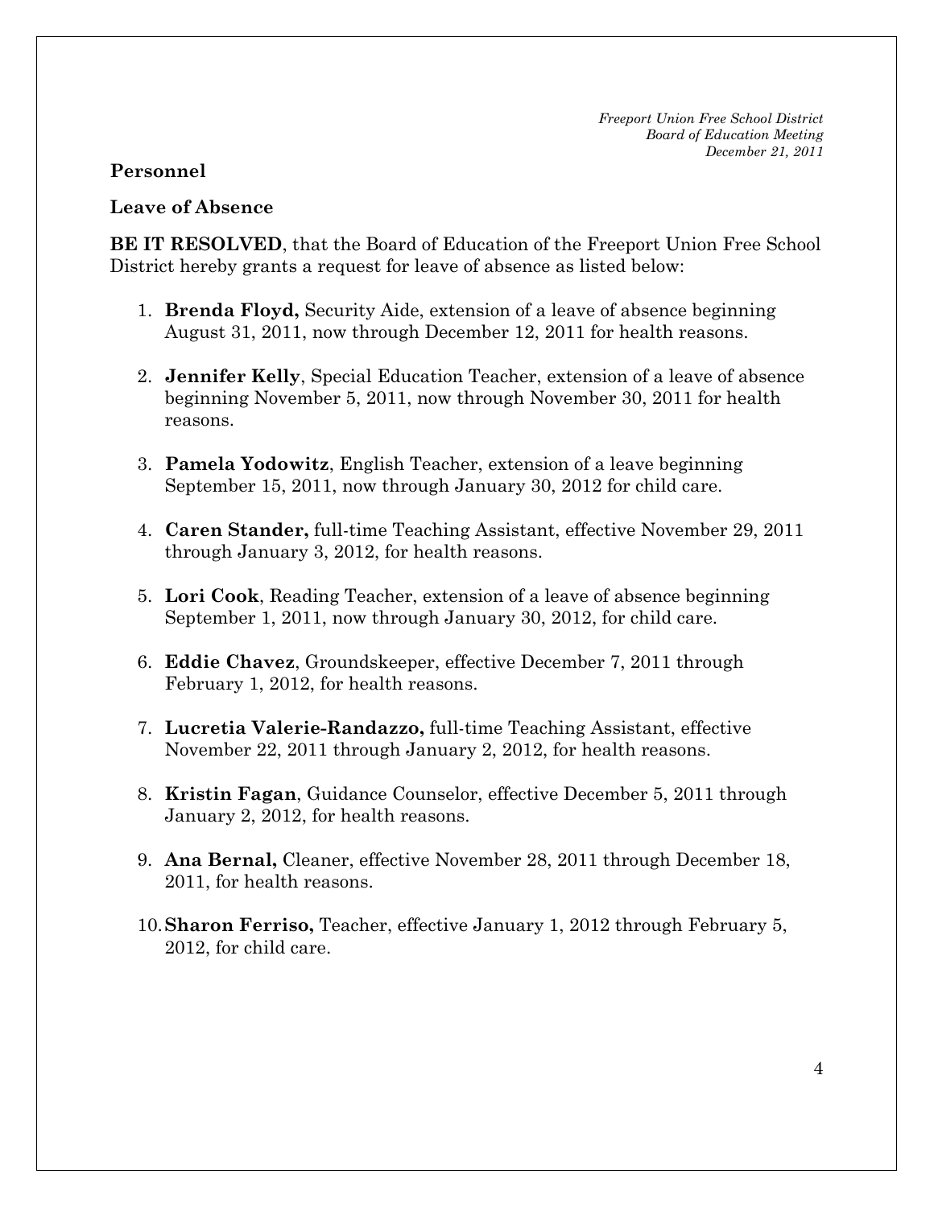**Personnel**

**Leave of Absence**

**BE IT RESOLVED**, that the Board of Education of the Freeport Union Free School District hereby grants a request for leave of absence as listed below:

1. **Brenda Floyd,** Security Aide, extension of a leave of absence beginning August 31, 2011, now through December 12, 2011 for health reasons.
2. **Jennifer Kelly**, Special Education Teacher, extension of a leave of absence beginning November 5, 2011, now through November 30, 2011 for health reasons.
3. **Pamela Yodowitz**, English Teacher, extension of a leave beginning September 15, 2011, now through January 30, 2012 for child care.
4. **Caren Stander,** full-time Teaching Assistant, effective November 29, 2011 through January 3, 2012, for health reasons.
5. **Lori Cook**, Reading Teacher, extension of a leave of absence beginning September 1, 2011, now through January 30, 2012, for child care.
6. **Eddie Chavez**, Groundskeeper, effective December 7, 2011 through February 1, 2012, for health reasons.
7. **Lucretia Valerie-Randazzo,** full-time Teaching Assistant, effective November 22, 2011 through January 2, 2012, for health reasons.
8. **Kristin Fagan**, Guidance Counselor, effective December 5, 2011 through January 2, 2012, for health reasons.
9. **Ana Bernal,** Cleaner, effective November 28, 2011 through December 18, 2011, for health reasons.
10. **Sharon Ferriso,** Teacher, effective January 1, 2012 through February 5, 2012, for child care.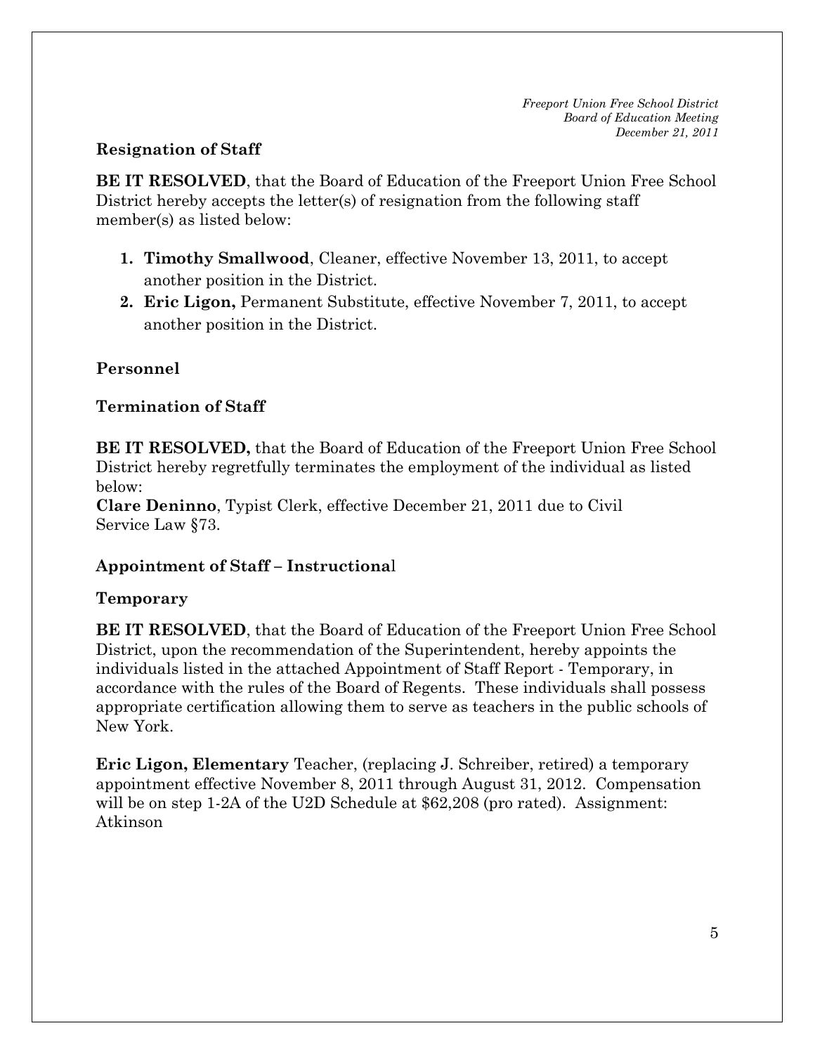## Resignation of Staff

**BE IT RESOLVED**, that the Board of Education of the Freeport Union Free School District hereby accepts the letter(s) of resignation from the following staff member(s) as listed below:

1. **Timothy Smallwood**, Cleaner, effective November 13, 2011, to accept another position in the District.
2. **Eric Ligon,** Permanent Substitute, effective November 7, 2011, to accept another position in the District.

## Personnel

### Termination of Staff

**BE IT RESOLVED,** that the Board of Education of the Freeport Union Free School District hereby regretfully terminates the employment of the individual as listed below:
**Clare Deninno**, Typist Clerk, effective December 21, 2011 due to Civil Service Law §73.

### Appointment of Staff – Instructional

#### Temporary

**BE IT RESOLVED**, that the Board of Education of the Freeport Union Free School District, upon the recommendation of the Superintendent, hereby appoints the individuals listed in the attached Appointment of Staff Report - Temporary, in accordance with the rules of the Board of Regents. These individuals shall possess appropriate certification allowing them to serve as teachers in the public schools of New York.

**Eric Ligon, Elementary** Teacher, (replacing J. Schreiber, retired) a temporary appointment effective November 8, 2011 through August 31, 2012. Compensation will be on step 1-2A of the U2D Schedule at $62,208 (pro rated). Assignment: Atkinson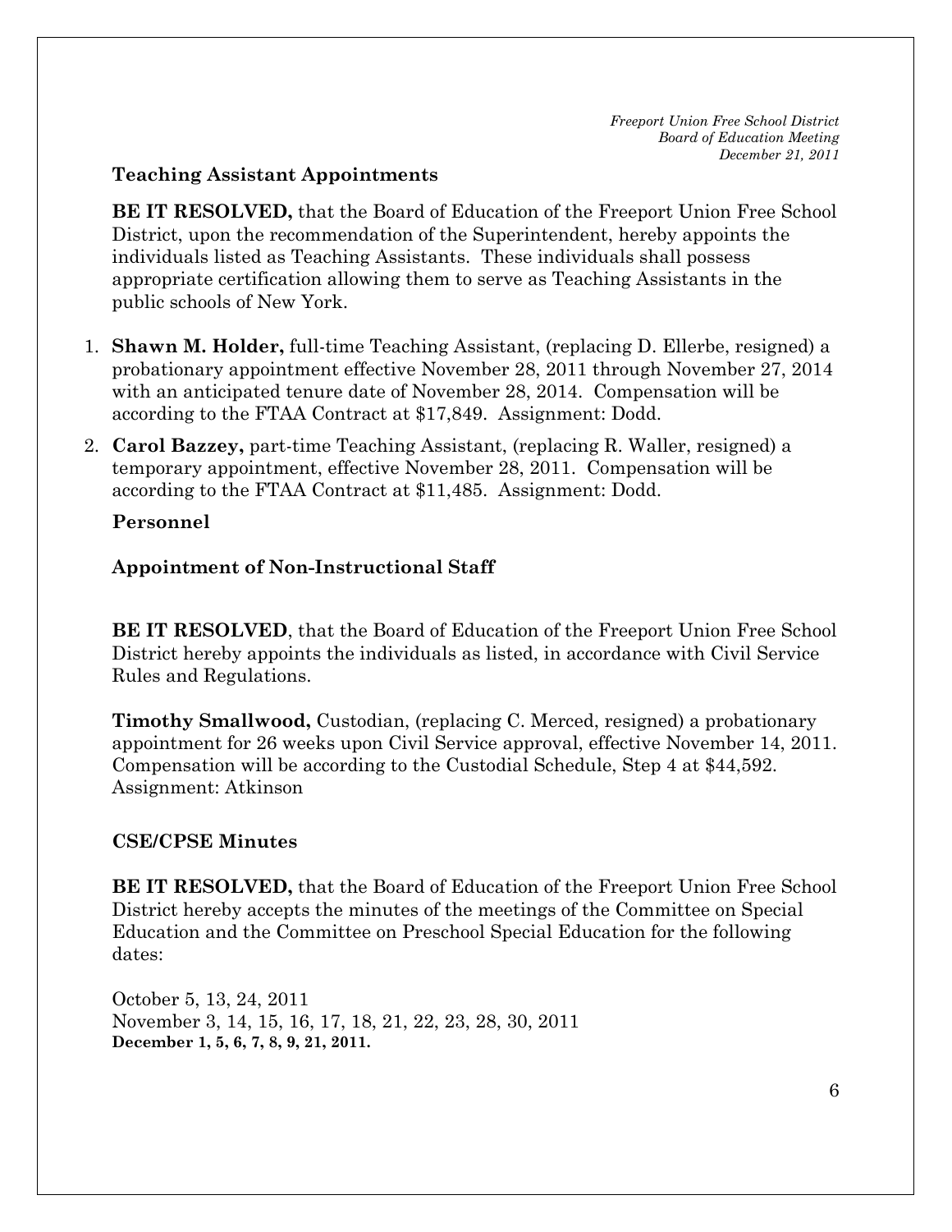**Teaching Assistant Appointments**

**BE IT RESOLVED,** that the Board of Education of the Freeport Union Free School District, upon the recommendation of the Superintendent, hereby appoints the individuals listed as Teaching Assistants. These individuals shall possess appropriate certification allowing them to serve as Teaching Assistants in the public schools of New York.

1. **Shawn M. Holder,** full-time Teaching Assistant, (replacing D. Ellerbe, resigned) a probationary appointment effective November 28, 2011 through November 27, 2014 with an anticipated tenure date of November 28, 2014. Compensation will be according to the FTAA Contract at $17,849. Assignment: Dodd.
2. **Carol Bazzey,** part-time Teaching Assistant, (replacing R. Waller, resigned) a temporary appointment, effective November 28, 2011. Compensation will be according to the FTAA Contract at $11,485. Assignment: Dodd.

**Personnel**

**Appointment of Non-Instructional Staff**

**BE IT RESOLVED**, that the Board of Education of the Freeport Union Free School District hereby appoints the individuals as listed, in accordance with Civil Service Rules and Regulations.

**Timothy Smallwood,** Custodian, (replacing C. Merced, resigned) a probationary appointment for 26 weeks upon Civil Service approval, effective November 14, 2011. Compensation will be according to the Custodial Schedule, Step 4 at $44,592. Assignment: Atkinson

**CSE/CPSE Minutes**

**BE IT RESOLVED,** that the Board of Education of the Freeport Union Free School District hereby accepts the minutes of the meetings of the Committee on Special Education and the Committee on Preschool Special Education for the following dates:

October 5, 13, 24, 2011
November 3, 14, 15, 16, 17, 18, 21, 22, 23, 28, 30, 2011
**December 1, 5, 6, 7, 8, 9, 21, 2011.**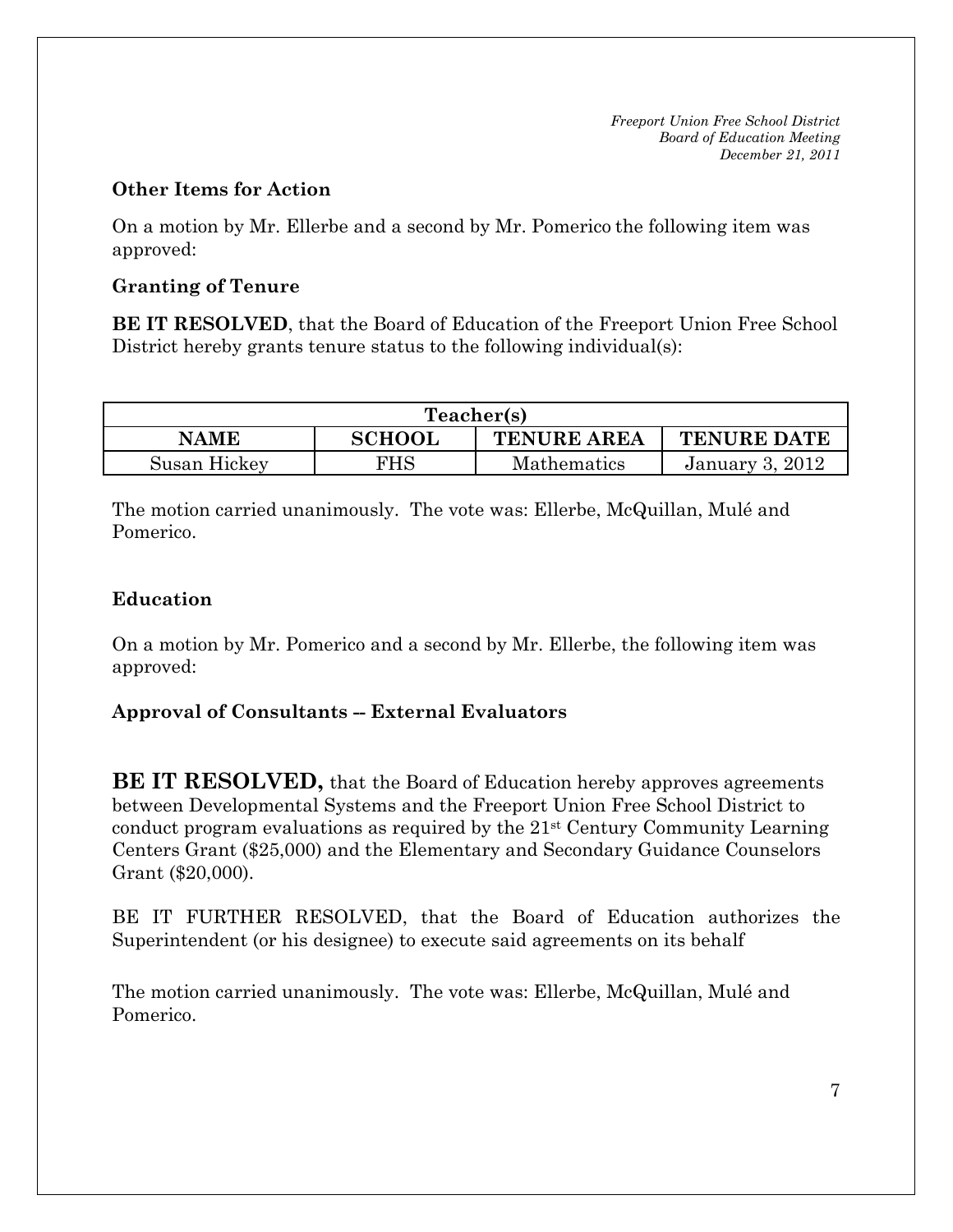**Other Items for Action**

On a motion by Mr. Ellerbe and a second by Mr. Pomerico the following item was approved:

**Granting of Tenure**

**BE IT RESOLVED**, that the Board of Education of the Freeport Union Free School District hereby grants tenure status to the following individual(s):

| Teacher(s) | | | |
|---|---|---|---|
| **NAME** | **SCHOOL** | **TENURE AREA** | **TENURE DATE** |
| Susan Hickey | FHS | Mathematics | January 3, 2012 |

The motion carried unanimously. The vote was: Ellerbe, McQuillan, Mulé and Pomerico.

**Education**

On a motion by Mr. Pomerico and a second by Mr. Ellerbe, the following item was approved:

**Approval of Consultants -- External Evaluators**

**BE IT RESOLVED,** that the Board of Education hereby approves agreements between Developmental Systems and the Freeport Union Free School District to conduct program evaluations as required by the 21st Century Community Learning Centers Grant ($25,000) and the Elementary and Secondary Guidance Counselors Grant ($20,000).

BE IT FURTHER RESOLVED, that the Board of Education authorizes the Superintendent (or his designee) to execute said agreements on its behalf

The motion carried unanimously. The vote was: Ellerbe, McQuillan, Mulé and Pomerico.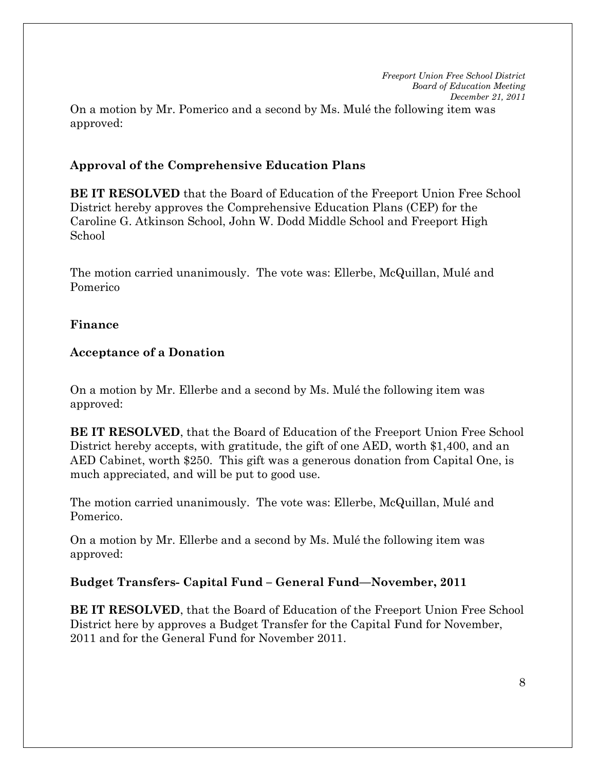On a motion by Mr. Pomerico and a second by Ms. Mulé the following item was approved:

**Approval of the Comprehensive Education Plans**

**BE IT RESOLVED** that the Board of Education of the Freeport Union Free School District hereby approves the Comprehensive Education Plans (CEP) for the Caroline G. Atkinson School, John W. Dodd Middle School and Freeport High School

The motion carried unanimously. The vote was: Ellerbe, McQuillan, Mulé and Pomerico

**Finance**

**Acceptance of a Donation**

On a motion by Mr. Ellerbe and a second by Ms. Mulé the following item was approved:

**BE IT RESOLVED**, that the Board of Education of the Freeport Union Free School District hereby accepts, with gratitude, the gift of one AED, worth $1,400, and an AED Cabinet, worth $250. This gift was a generous donation from Capital One, is much appreciated, and will be put to good use.

The motion carried unanimously. The vote was: Ellerbe, McQuillan, Mulé and Pomerico.

On a motion by Mr. Ellerbe and a second by Ms. Mulé the following item was approved:

**Budget Transfers- Capital Fund – General Fund—November, 2011**

**BE IT RESOLVED**, that the Board of Education of the Freeport Union Free School District here by approves a Budget Transfer for the Capital Fund for November, 2011 and for the General Fund for November 2011.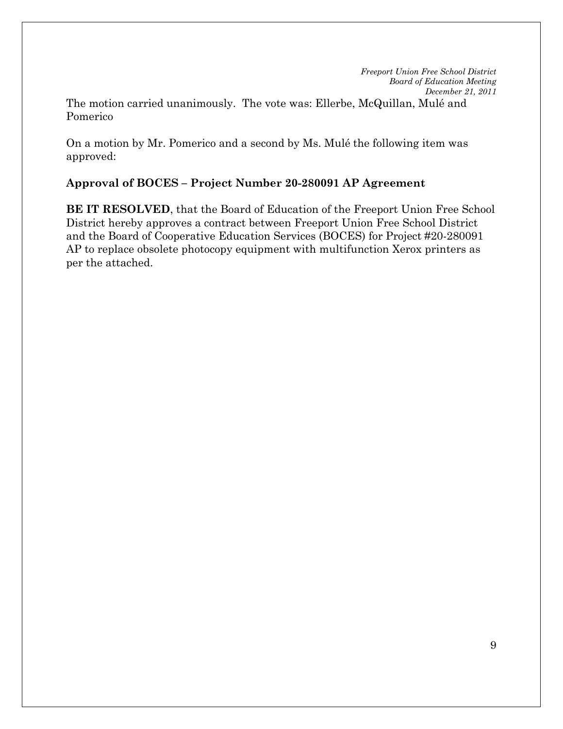The motion carried unanimously. The vote was: Ellerbe, McQuillan, Mulé and Pomerico

On a motion by Mr. Pomerico and a second by Ms. Mulé the following item was approved:

**Approval of BOCES – Project Number 20-280091 AP Agreement**

**BE IT RESOLVED**, that the Board of Education of the Freeport Union Free School District hereby approves a contract between Freeport Union Free School District and the Board of Cooperative Education Services (BOCES) for Project #20-280091 AP to replace obsolete photocopy equipment with multifunction Xerox printers as per the attached.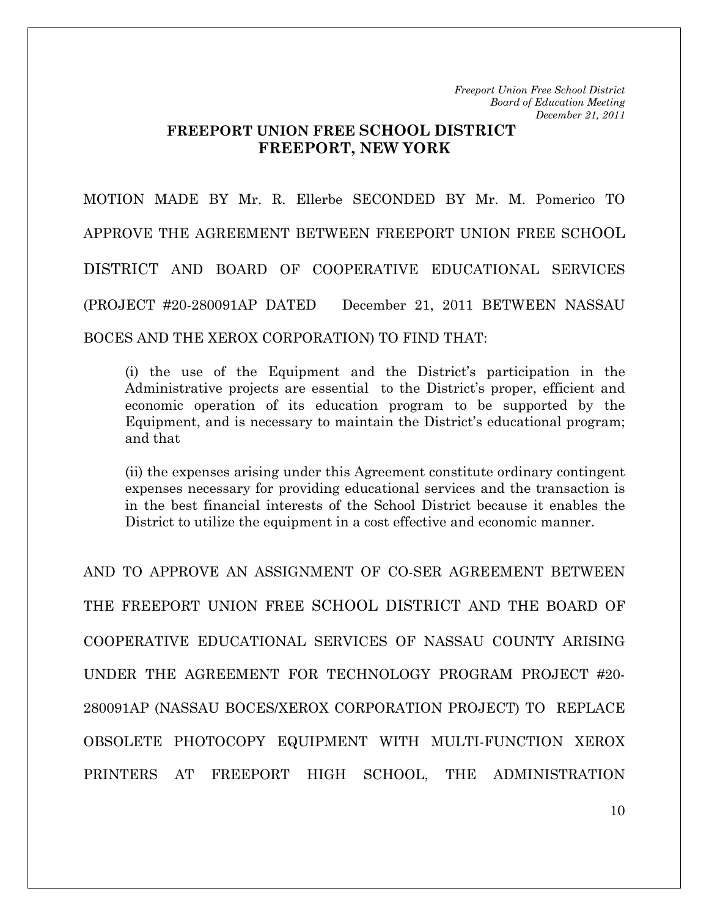## FREEPORT UNION FREE SCHOOL DISTRICT
## FREEPORT, NEW YORK

MOTION MADE BY Mr. R. Ellerbe SECONDED BY Mr. M. Pomerico TO APPROVE THE AGREEMENT BETWEEN FREEPORT UNION FREE SCHOOL DISTRICT AND BOARD OF COOPERATIVE EDUCATIONAL SERVICES (PROJECT #20-280091AP DATED December 21, 2011 BETWEEN NASSAU BOCES AND THE XEROX CORPORATION) TO FIND THAT:

(i) the use of the Equipment and the District's participation in the Administrative projects are essential to the District's proper, efficient and economic operation of its education program to be supported by the Equipment, and is necessary to maintain the District's educational program; and that

(ii) the expenses arising under this Agreement constitute ordinary contingent expenses necessary for providing educational services and the transaction is in the best financial interests of the School District because it enables the District to utilize the equipment in a cost effective and economic manner.

AND TO APPROVE AN ASSIGNMENT OF CO-SER AGREEMENT BETWEEN THE FREEPORT UNION FREE SCHOOL DISTRICT AND THE BOARD OF COOPERATIVE EDUCATIONAL SERVICES OF NASSAU COUNTY ARISING UNDER THE AGREEMENT FOR TECHNOLOGY PROGRAM PROJECT #20-280091AP (NASSAU BOCES/XEROX CORPORATION PROJECT) TO REPLACE OBSOLETE PHOTOCOPY EQUIPMENT WITH MULTI-FUNCTION XEROX PRINTERS AT FREEPORT HIGH SCHOOL, THE ADMINISTRATION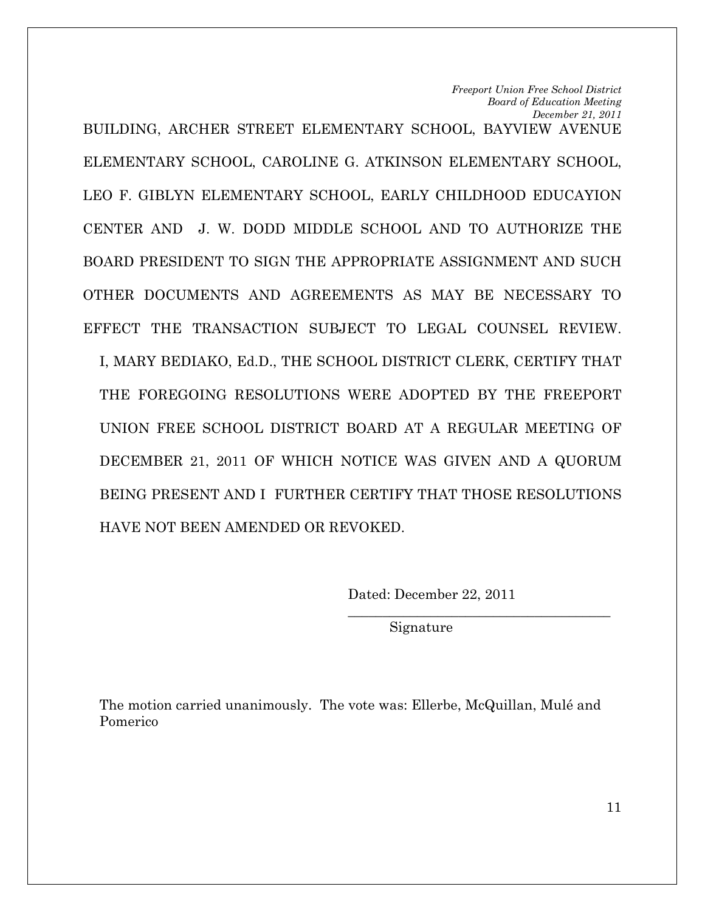BUILDING, ARCHER STREET ELEMENTARY SCHOOL, BAYVIEW AVENUE ELEMENTARY SCHOOL, CAROLINE G. ATKINSON ELEMENTARY SCHOOL, LEO F. GIBLYN ELEMENTARY SCHOOL, EARLY CHILDHOOD EDUCAYION CENTER AND J. W. DODD MIDDLE SCHOOL AND TO AUTHORIZE THE BOARD PRESIDENT TO SIGN THE APPROPRIATE ASSIGNMENT AND SUCH OTHER DOCUMENTS AND AGREEMENTS AS MAY BE NECESSARY TO EFFECT THE TRANSACTION SUBJECT TO LEGAL COUNSEL REVIEW.

I, MARY BEDIAKO, Ed.D., THE SCHOOL DISTRICT CLERK, CERTIFY THAT THE FOREGOING RESOLUTIONS WERE ADOPTED BY THE FREEPORT UNION FREE SCHOOL DISTRICT BOARD AT A REGULAR MEETING OF DECEMBER 21, 2011 OF WHICH NOTICE WAS GIVEN AND A QUORUM BEING PRESENT AND I FURTHER CERTIFY THAT THOSE RESOLUTIONS HAVE NOT BEEN AMENDED OR REVOKED.

Dated: December 22, 2011

\_\_\_\_\_\_\_\_\_\_\_\_\_\_\_\_\_\_\_\_\_\_\_\_\_\_\_\_\_\_\_\_\_\_\_\_\_\_

Signature

The motion carried unanimously. The vote was: Ellerbe, McQuillan, Mulé and Pomerico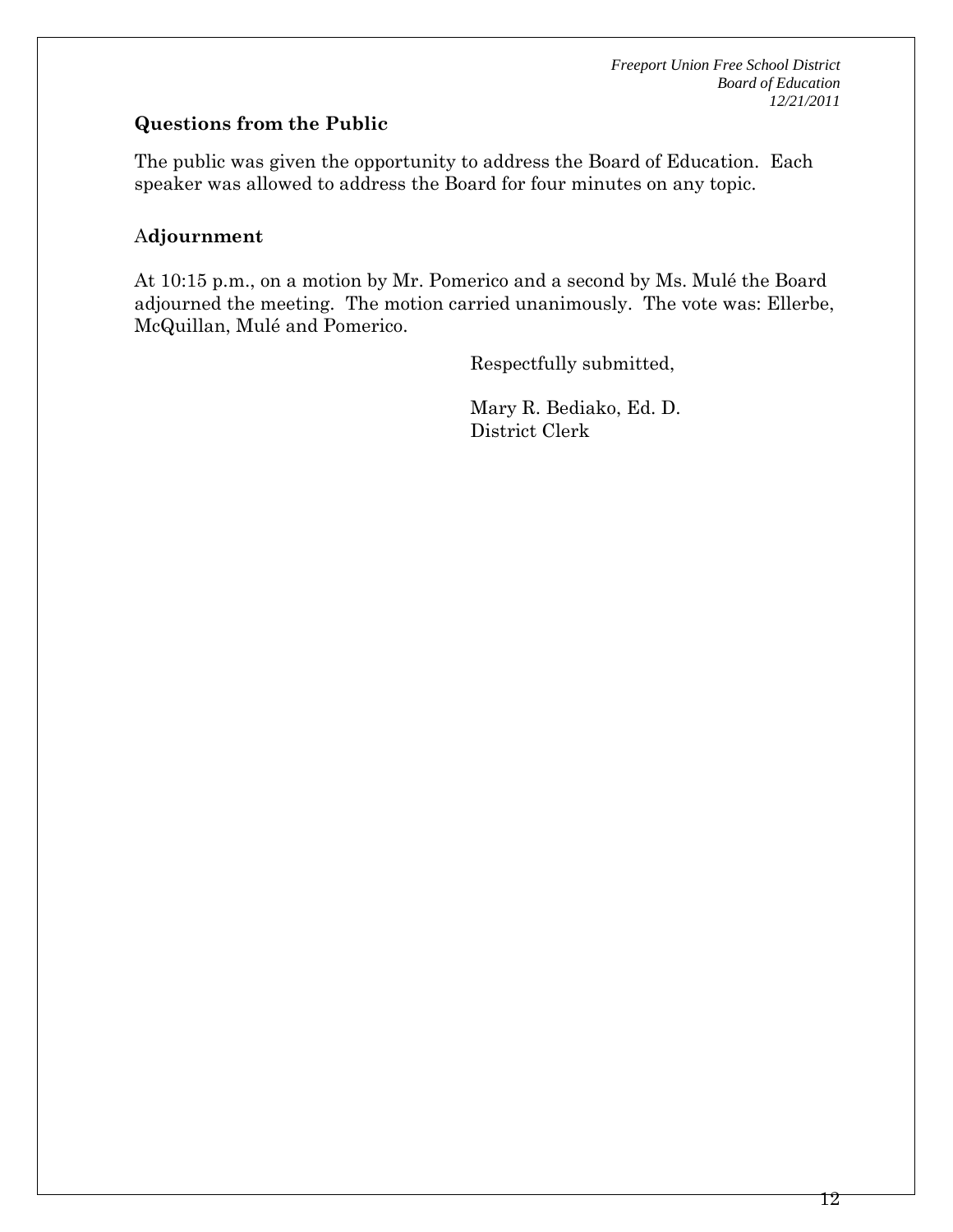**Questions from the Public**

The public was given the opportunity to address the Board of Education. Each speaker was allowed to address the Board for four minutes on any topic.

**Adjournment**

At 10:15 p.m., on a motion by Mr. Pomerico and a second by Ms. Mulé the Board adjourned the meeting. The motion carried unanimously. The vote was: Ellerbe, McQuillan, Mulé and Pomerico.

Respectfully submitted,

Mary R. Bediako, Ed. D.
District Clerk